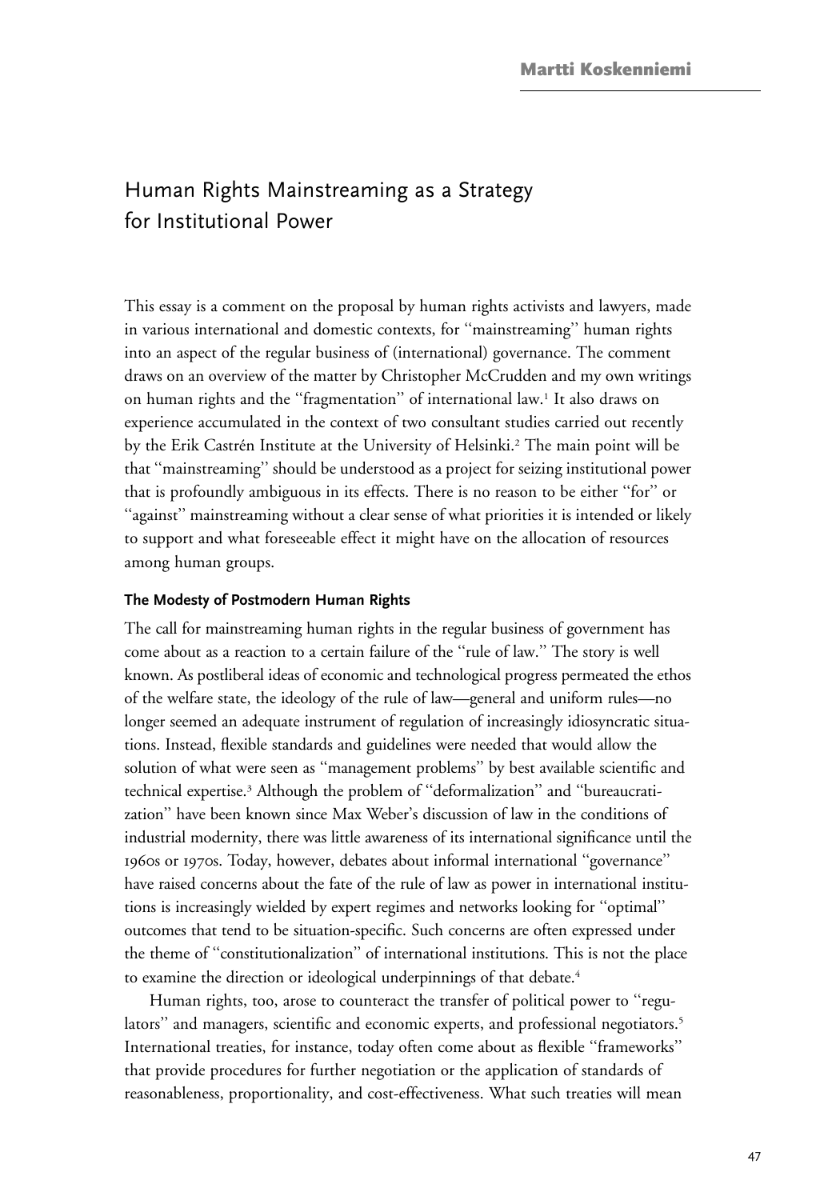Martti Koskenniemi

# Human Rights Mainstreaming as a Strategy for Institutional Power

This essay is a comment on the proposal by human rights activists and lawyers, made in various international and domestic contexts, for "mainstreaming" human rights into an aspect of the regular business of (international) governance. The comment draws on an overview of the matter by Christopher McCrudden and my own writings on human rights and the "fragmentation" of international law.[1] It also draws on experience accumulated in the context of two consultant studies carried out recently by the Erik Castrén Institute at the University of Helsinki.[2] The main point will be that "mainstreaming" should be understood as a project for seizing institutional power that is profoundly ambiguous in its effects. There is no reason to be either "for" or "against" mainstreaming without a clear sense of what priorities it is intended or likely to support and what foreseeable effect it might have on the allocation of resources among human groups.

## The Modesty of Postmodern Human Rights

The call for mainstreaming human rights in the regular business of government has come about as a reaction to a certain failure of the "rule of law." The story is well known. As postliberal ideas of economic and technological progress permeated the ethos of the welfare state, the ideology of the rule of law—general and uniform rules—no longer seemed an adequate instrument of regulation of increasingly idiosyncratic situations. Instead, flexible standards and guidelines were needed that would allow the solution of what were seen as "management problems" by best available scientific and technical expertise.[3] Although the problem of "deformalization" and "bureaucratization" have been known since Max Weber's discussion of law in the conditions of industrial modernity, there was little awareness of its international significance until the 1960s or 1970s. Today, however, debates about informal international "governance" have raised concerns about the fate of the rule of law as power in international institutions is increasingly wielded by expert regimes and networks looking for "optimal" outcomes that tend to be situation-specific. Such concerns are often expressed under the theme of "constitutionalization" of international institutions. This is not the place to examine the direction or ideological underpinnings of that debate.[4]

Human rights, too, arose to counteract the transfer of political power to "regulators" and managers, scientific and economic experts, and professional negotiators.[5] International treaties, for instance, today often come about as flexible "frameworks" that provide procedures for further negotiation or the application of standards of reasonableness, proportionality, and cost-effectiveness. What such treaties will mean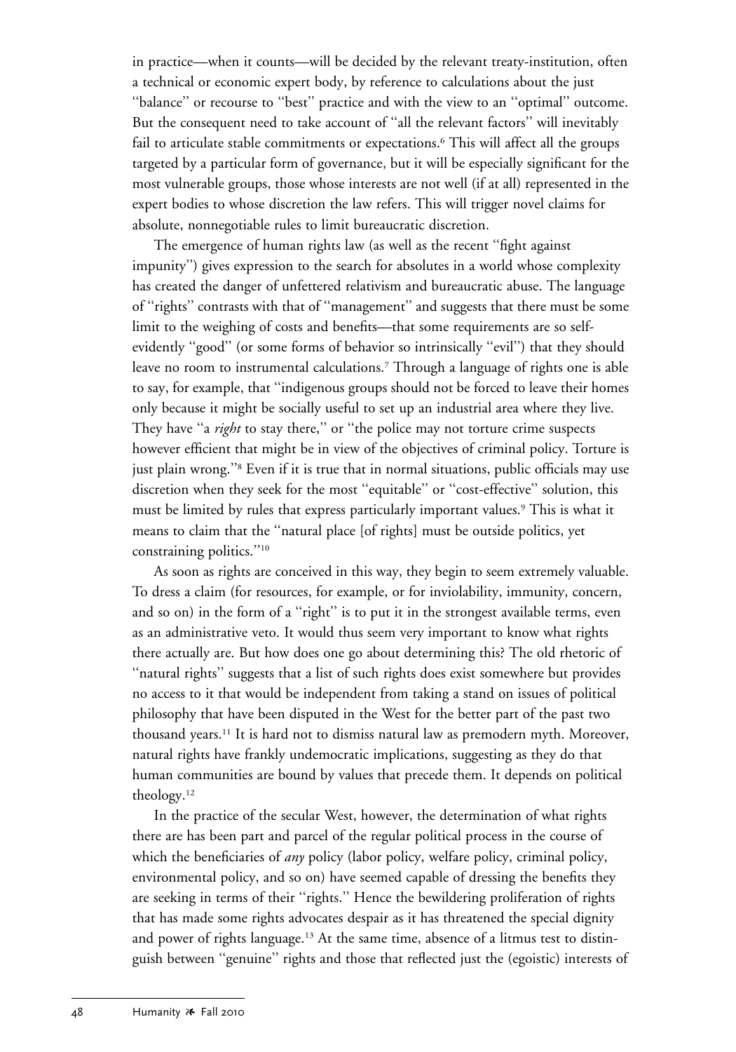in practice—when it counts—will be decided by the relevant treaty-institution, often a technical or economic expert body, by reference to calculations about the just "balance" or recourse to "best" practice and with the view to an "optimal" outcome. But the consequent need to take account of "all the relevant factors" will inevitably fail to articulate stable commitments or expectations.[6] This will affect all the groups targeted by a particular form of governance, but it will be especially significant for the most vulnerable groups, those whose interests are not well (if at all) represented in the expert bodies to whose discretion the law refers. This will trigger novel claims for absolute, nonnegotiable rules to limit bureaucratic discretion.

The emergence of human rights law (as well as the recent "fight against impunity") gives expression to the search for absolutes in a world whose complexity has created the danger of unfettered relativism and bureaucratic abuse. The language of "rights" contrasts with that of "management" and suggests that there must be some limit to the weighing of costs and benefits—that some requirements are so self-evidently "good" (or some forms of behavior so intrinsically "evil") that they should leave no room to instrumental calculations.[7] Through a language of rights one is able to say, for example, that "indigenous groups should not be forced to leave their homes only because it might be socially useful to set up an industrial area where they live. They have "a *right* to stay there," or "the police may not torture crime suspects however efficient that might be in view of the objectives of criminal policy. Torture is just plain wrong."[8] Even if it is true that in normal situations, public officials may use discretion when they seek for the most "equitable" or "cost-effective" solution, this must be limited by rules that express particularly important values.[9] This is what it means to claim that the "natural place [of rights] must be outside politics, yet constraining politics."[10]

As soon as rights are conceived in this way, they begin to seem extremely valuable. To dress a claim (for resources, for example, or for inviolability, immunity, concern, and so on) in the form of a "right" is to put it in the strongest available terms, even as an administrative veto. It would thus seem very important to know what rights there actually are. But how does one go about determining this? The old rhetoric of "natural rights" suggests that a list of such rights does exist somewhere but provides no access to it that would be independent from taking a stand on issues of political philosophy that have been disputed in the West for the better part of the past two thousand years.[11] It is hard not to dismiss natural law as premodern myth. Moreover, natural rights have frankly undemocratic implications, suggesting as they do that human communities are bound by values that precede them. It depends on political theology.[12]

In the practice of the secular West, however, the determination of what rights there are has been part and parcel of the regular political process in the course of which the beneficiaries of *any* policy (labor policy, welfare policy, criminal policy, environmental policy, and so on) have seemed capable of dressing the benefits they are seeking in terms of their "rights." Hence the bewildering proliferation of rights that has made some rights advocates despair as it has threatened the special dignity and power of rights language.[13] At the same time, absence of a litmus test to distinguish between "genuine" rights and those that reflected just the (egoistic) interests of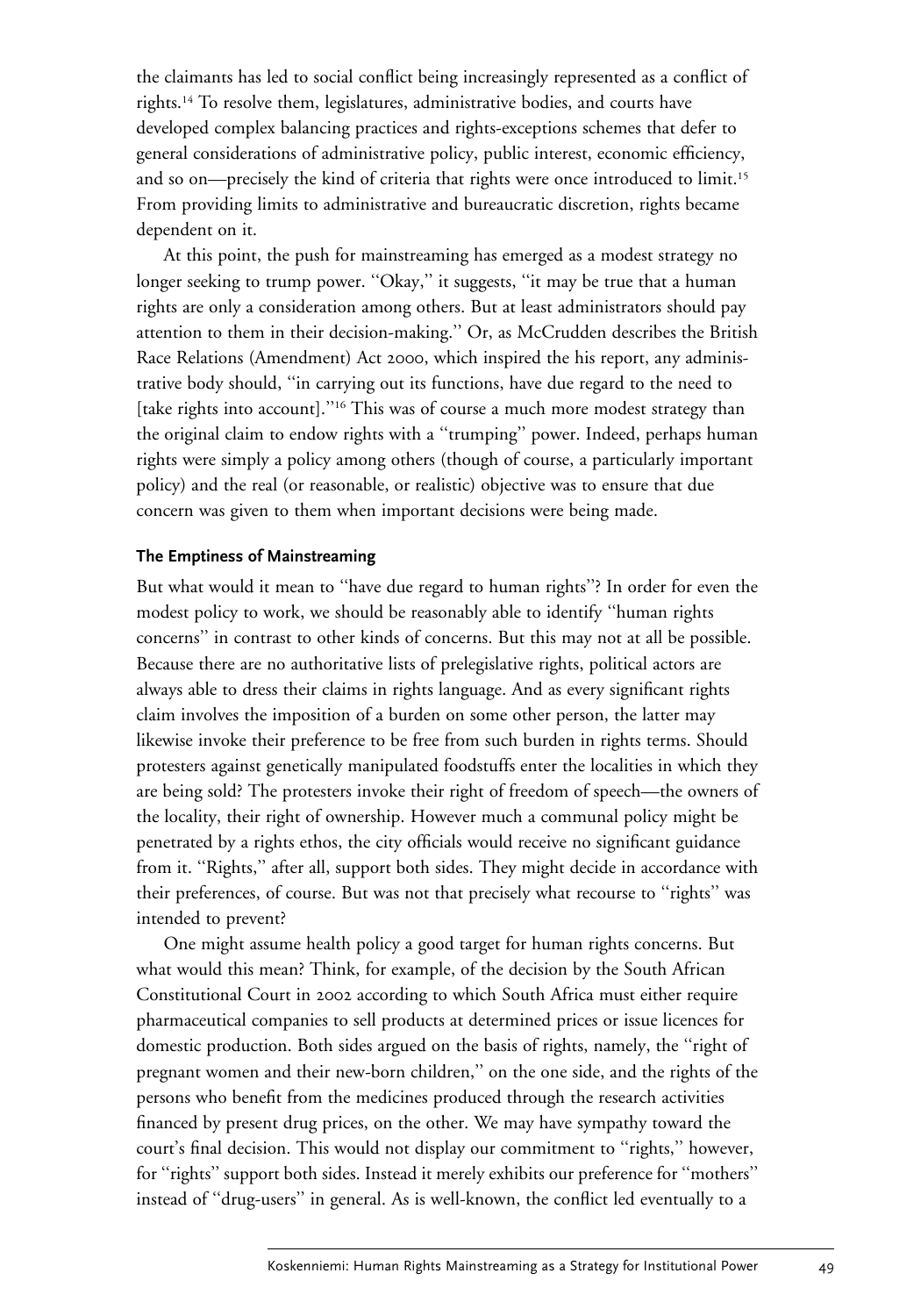the claimants has led to social conflict being increasingly represented as a conflict of rights.[14] To resolve them, legislatures, administrative bodies, and courts have developed complex balancing practices and rights-exceptions schemes that defer to general considerations of administrative policy, public interest, economic efficiency, and so on—precisely the kind of criteria that rights were once introduced to limit.[15] From providing limits to administrative and bureaucratic discretion, rights became dependent on it.

At this point, the push for mainstreaming has emerged as a modest strategy no longer seeking to trump power. ''Okay,'' it suggests, ''it may be true that a human rights are only a consideration among others. But at least administrators should pay attention to them in their decision-making.'' Or, as McCrudden describes the British Race Relations (Amendment) Act 2000, which inspired the his report, any administrative body should, ''in carrying out its functions, have due regard to the need to [take rights into account].''[16] This was of course a much more modest strategy than the original claim to endow rights with a ''trumping'' power. Indeed, perhaps human rights were simply a policy among others (though of course, a particularly important policy) and the real (or reasonable, or realistic) objective was to ensure that due concern was given to them when important decisions were being made.

### The Emptiness of Mainstreaming

But what would it mean to ''have due regard to human rights''? In order for even the modest policy to work, we should be reasonably able to identify ''human rights concerns'' in contrast to other kinds of concerns. But this may not at all be possible. Because there are no authoritative lists of prelegislative rights, political actors are always able to dress their claims in rights language. And as every significant rights claim involves the imposition of a burden on some other person, the latter may likewise invoke their preference to be free from such burden in rights terms. Should protesters against genetically manipulated foodstuffs enter the localities in which they are being sold? The protesters invoke their right of freedom of speech—the owners of the locality, their right of ownership. However much a communal policy might be penetrated by a rights ethos, the city officials would receive no significant guidance from it. ''Rights,'' after all, support both sides. They might decide in accordance with their preferences, of course. But was not that precisely what recourse to ''rights'' was intended to prevent?

One might assume health policy a good target for human rights concerns. But what would this mean? Think, for example, of the decision by the South African Constitutional Court in 2002 according to which South Africa must either require pharmaceutical companies to sell products at determined prices or issue licences for domestic production. Both sides argued on the basis of rights, namely, the ''right of pregnant women and their new-born children,'' on the one side, and the rights of the persons who benefit from the medicines produced through the research activities financed by present drug prices, on the other. We may have sympathy toward the court's final decision. This would not display our commitment to ''rights,'' however, for ''rights'' support both sides. Instead it merely exhibits our preference for ''mothers'' instead of ''drug-users'' in general. As is well-known, the conflict led eventually to a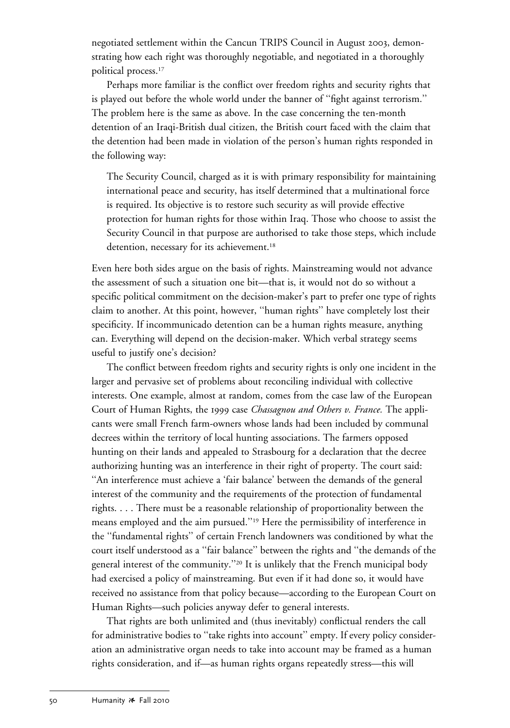negotiated settlement within the Cancun TRIPS Council in August 2003, demonstrating how each right was thoroughly negotiable, and negotiated in a thoroughly political process.[17]

Perhaps more familiar is the conflict over freedom rights and security rights that is played out before the whole world under the banner of "fight against terrorism." The problem here is the same as above. In the case concerning the ten-month detention of an Iraqi-British dual citizen, the British court faced with the claim that the detention had been made in violation of the person's human rights responded in the following way:

> The Security Council, charged as it is with primary responsibility for maintaining international peace and security, has itself determined that a multinational force is required. Its objective is to restore such security as will provide effective protection for human rights for those within Iraq. Those who choose to assist the Security Council in that purpose are authorised to take those steps, which include detention, necessary for its achievement.[18]

Even here both sides argue on the basis of rights. Mainstreaming would not advance the assessment of such a situation one bit—that is, it would not do so without a specific political commitment on the decision-maker's part to prefer one type of rights claim to another. At this point, however, "human rights" have completely lost their specificity. If incommunicado detention can be a human rights measure, anything can. Everything will depend on the decision-maker. Which verbal strategy seems useful to justify one's decision?

The conflict between freedom rights and security rights is only one incident in the larger and pervasive set of problems about reconciling individual with collective interests. One example, almost at random, comes from the case law of the European Court of Human Rights, the 1999 case *Chassagnou and Others v. France.* The applicants were small French farm-owners whose lands had been included by communal decrees within the territory of local hunting associations. The farmers opposed hunting on their lands and appealed to Strasbourg for a declaration that the decree authorizing hunting was an interference in their right of property. The court said: "An interference must achieve a 'fair balance' between the demands of the general interest of the community and the requirements of the protection of fundamental rights. . . . There must be a reasonable relationship of proportionality between the means employed and the aim pursued."[19] Here the permissibility of interference in the "fundamental rights" of certain French landowners was conditioned by what the court itself understood as a "fair balance" between the rights and "the demands of the general interest of the community."[20] It is unlikely that the French municipal body had exercised a policy of mainstreaming. But even if it had done so, it would have received no assistance from that policy because—according to the European Court on Human Rights—such policies anyway defer to general interests.

That rights are both unlimited and (thus inevitably) conflictual renders the call for administrative bodies to "take rights into account" empty. If every policy consideration an administrative organ needs to take into account may be framed as a human rights consideration, and if—as human rights organs repeatedly stress—this will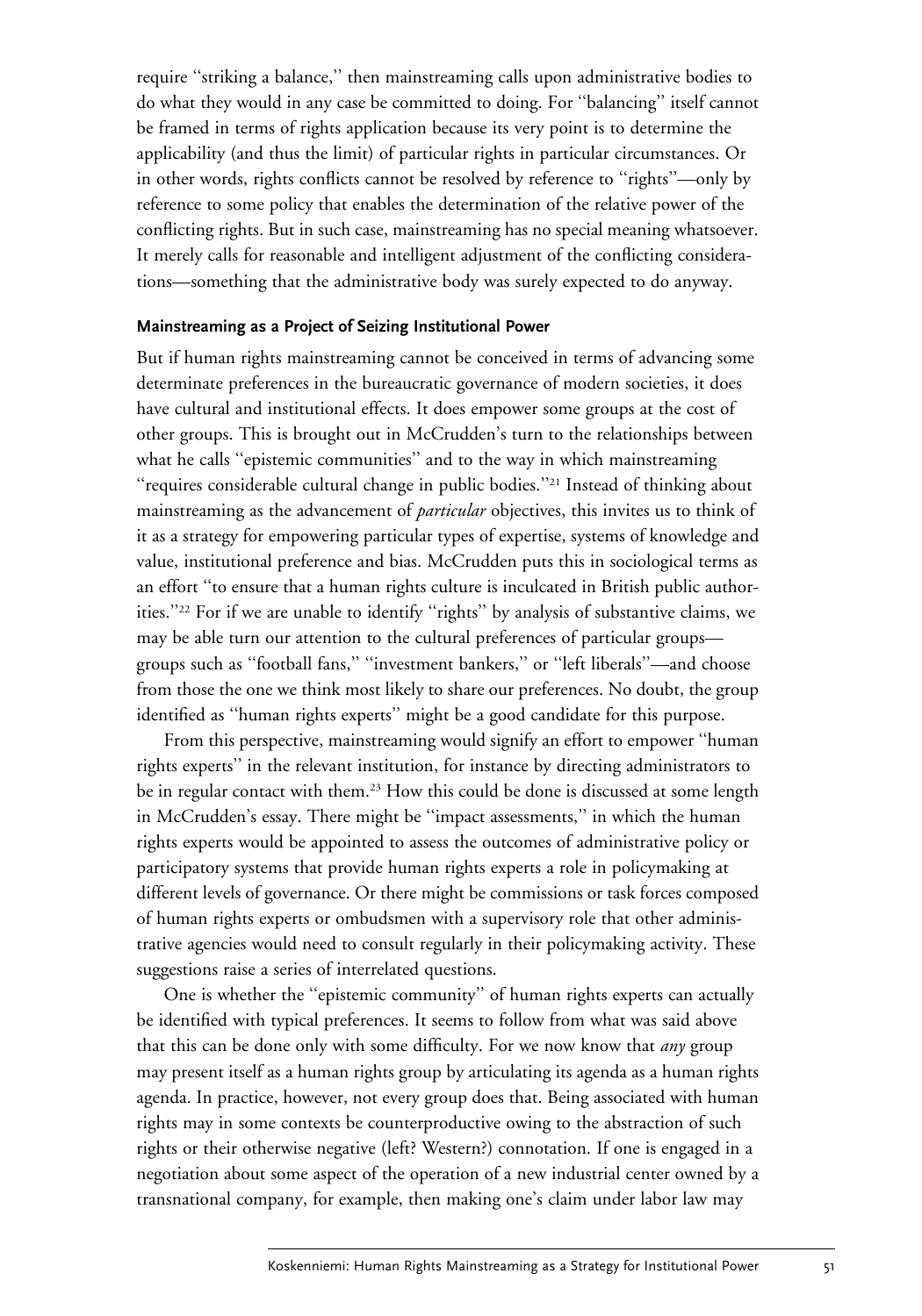require "striking a balance," then mainstreaming calls upon administrative bodies to do what they would in any case be committed to doing. For "balancing" itself cannot be framed in terms of rights application because its very point is to determine the applicability (and thus the limit) of particular rights in particular circumstances. Or in other words, rights conflicts cannot be resolved by reference to "rights"—only by reference to some policy that enables the determination of the relative power of the conflicting rights. But in such case, mainstreaming has no special meaning whatsoever. It merely calls for reasonable and intelligent adjustment of the conflicting considerations—something that the administrative body was surely expected to do anyway.

### Mainstreaming as a Project of Seizing Institutional Power

But if human rights mainstreaming cannot be conceived in terms of advancing some determinate preferences in the bureaucratic governance of modern societies, it does have cultural and institutional effects. It does empower some groups at the cost of other groups. This is brought out in McCrudden's turn to the relationships between what he calls "epistemic communities" and to the way in which mainstreaming "requires considerable cultural change in public bodies."[21] Instead of thinking about mainstreaming as the advancement of *particular* objectives, this invites us to think of it as a strategy for empowering particular types of expertise, systems of knowledge and value, institutional preference and bias. McCrudden puts this in sociological terms as an effort "to ensure that a human rights culture is inculcated in British public authorities."[22] For if we are unable to identify "rights" by analysis of substantive claims, we may be able turn our attention to the cultural preferences of particular groups—groups such as "football fans," "investment bankers," or "left liberals"—and choose from those the one we think most likely to share our preferences. No doubt, the group identified as "human rights experts" might be a good candidate for this purpose.

From this perspective, mainstreaming would signify an effort to empower "human rights experts" in the relevant institution, for instance by directing administrators to be in regular contact with them.[23] How this could be done is discussed at some length in McCrudden's essay. There might be "impact assessments," in which the human rights experts would be appointed to assess the outcomes of administrative policy or participatory systems that provide human rights experts a role in policymaking at different levels of governance. Or there might be commissions or task forces composed of human rights experts or ombudsmen with a supervisory role that other administrative agencies would need to consult regularly in their policymaking activity. These suggestions raise a series of interrelated questions.

One is whether the "epistemic community" of human rights experts can actually be identified with typical preferences. It seems to follow from what was said above that this can be done only with some difficulty. For we now know that *any* group may present itself as a human rights group by articulating its agenda as a human rights agenda. In practice, however, not every group does that. Being associated with human rights may in some contexts be counterproductive owing to the abstraction of such rights or their otherwise negative (left? Western?) connotation. If one is engaged in a negotiation about some aspect of the operation of a new industrial center owned by a transnational company, for example, then making one's claim under labor law may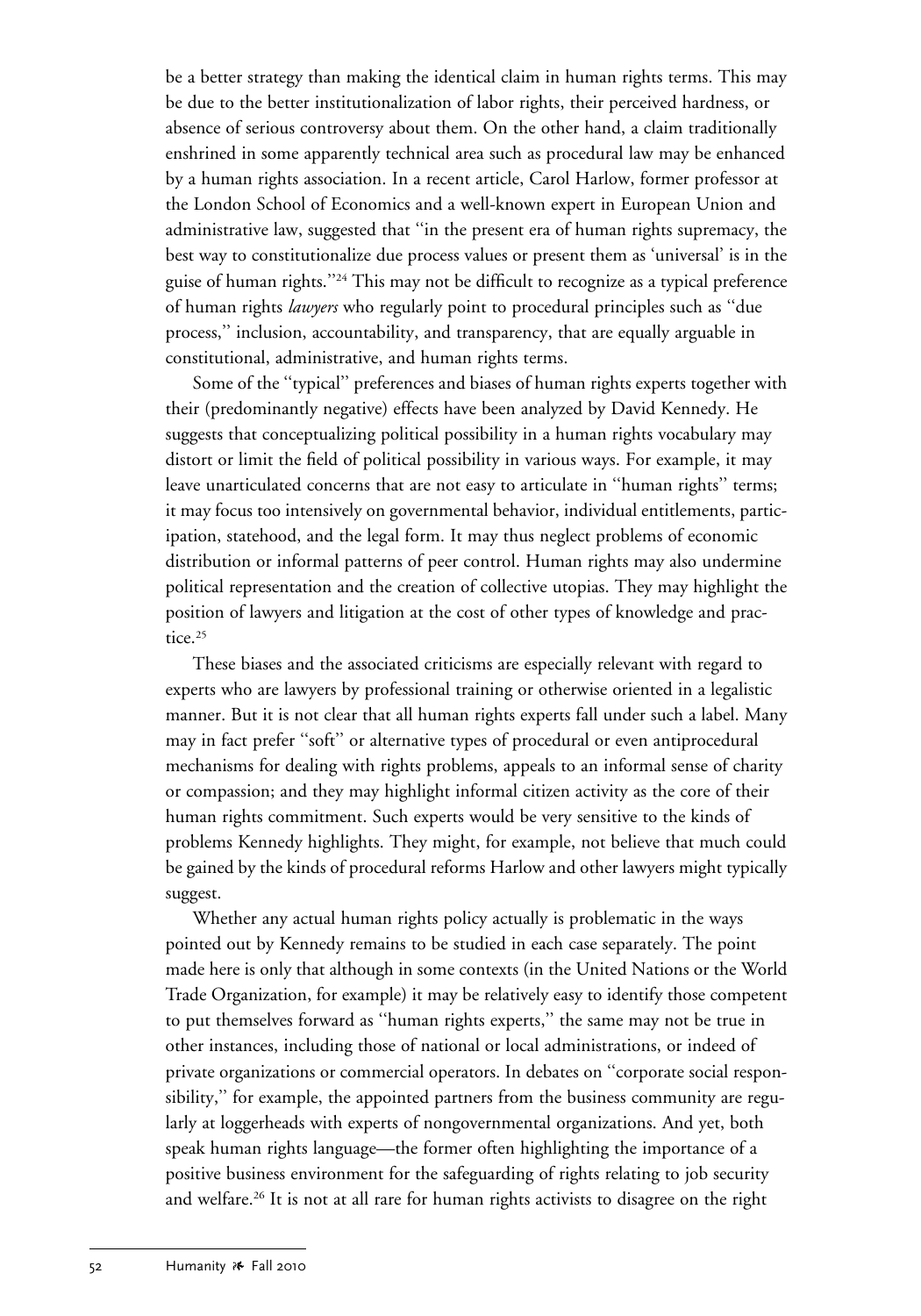be a better strategy than making the identical claim in human rights terms. This may be due to the better institutionalization of labor rights, their perceived hardness, or absence of serious controversy about them. On the other hand, a claim traditionally enshrined in some apparently technical area such as procedural law may be enhanced by a human rights association. In a recent article, Carol Harlow, former professor at the London School of Economics and a well-known expert in European Union and administrative law, suggested that "in the present era of human rights supremacy, the best way to constitutionalize due process values or present them as 'universal' is in the guise of human rights."[24] This may not be difficult to recognize as a typical preference of human rights *lawyers* who regularly point to procedural principles such as "due process," inclusion, accountability, and transparency, that are equally arguable in constitutional, administrative, and human rights terms.

Some of the "typical" preferences and biases of human rights experts together with their (predominantly negative) effects have been analyzed by David Kennedy. He suggests that conceptualizing political possibility in a human rights vocabulary may distort or limit the field of political possibility in various ways. For example, it may leave unarticulated concerns that are not easy to articulate in "human rights" terms; it may focus too intensively on governmental behavior, individual entitlements, participation, statehood, and the legal form. It may thus neglect problems of economic distribution or informal patterns of peer control. Human rights may also undermine political representation and the creation of collective utopias. They may highlight the position of lawyers and litigation at the cost of other types of knowledge and practice.[25]

These biases and the associated criticisms are especially relevant with regard to experts who are lawyers by professional training or otherwise oriented in a legalistic manner. But it is not clear that all human rights experts fall under such a label. Many may in fact prefer "soft" or alternative types of procedural or even antiprocedural mechanisms for dealing with rights problems, appeals to an informal sense of charity or compassion; and they may highlight informal citizen activity as the core of their human rights commitment. Such experts would be very sensitive to the kinds of problems Kennedy highlights. They might, for example, not believe that much could be gained by the kinds of procedural reforms Harlow and other lawyers might typically suggest.

Whether any actual human rights policy actually is problematic in the ways pointed out by Kennedy remains to be studied in each case separately. The point made here is only that although in some contexts (in the United Nations or the World Trade Organization, for example) it may be relatively easy to identify those competent to put themselves forward as "human rights experts," the same may not be true in other instances, including those of national or local administrations, or indeed of private organizations or commercial operators. In debates on "corporate social responsibility," for example, the appointed partners from the business community are regularly at loggerheads with experts of nongovernmental organizations. And yet, both speak human rights language—the former often highlighting the importance of a positive business environment for the safeguarding of rights relating to job security and welfare.[26] It is not at all rare for human rights activists to disagree on the right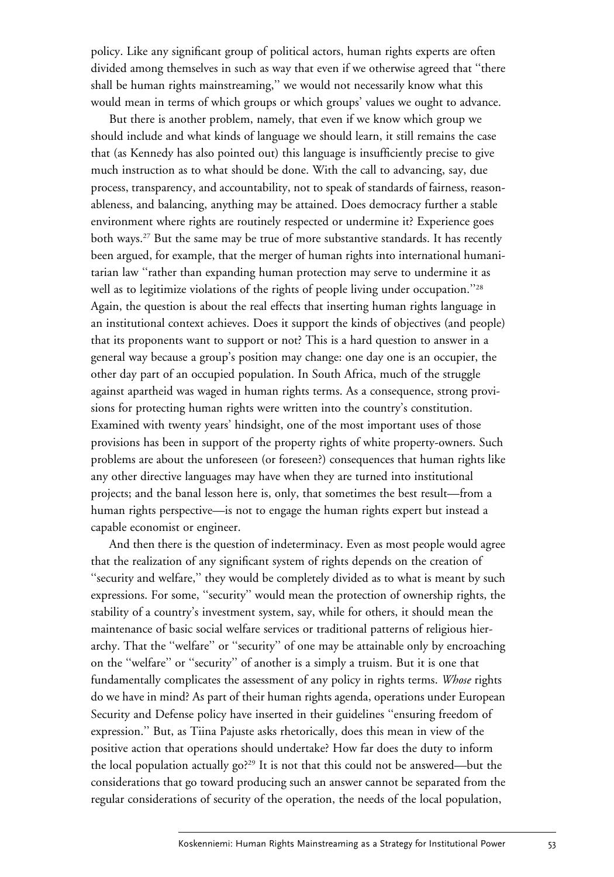policy. Like any significant group of political actors, human rights experts are often divided among themselves in such as way that even if we otherwise agreed that "there shall be human rights mainstreaming," we would not necessarily know what this would mean in terms of which groups or which groups' values we ought to advance.

But there is another problem, namely, that even if we know which group we should include and what kinds of language we should learn, it still remains the case that (as Kennedy has also pointed out) this language is insufficiently precise to give much instruction as to what should be done. With the call to advancing, say, due process, transparency, and accountability, not to speak of standards of fairness, reasonableness, and balancing, anything may be attained. Does democracy further a stable environment where rights are routinely respected or undermine it? Experience goes both ways.[27] But the same may be true of more substantive standards. It has recently been argued, for example, that the merger of human rights into international humanitarian law "rather than expanding human protection may serve to undermine it as well as to legitimize violations of the rights of people living under occupation."[28] Again, the question is about the real effects that inserting human rights language in an institutional context achieves. Does it support the kinds of objectives (and people) that its proponents want to support or not? This is a hard question to answer in a general way because a group's position may change: one day one is an occupier, the other day part of an occupied population. In South Africa, much of the struggle against apartheid was waged in human rights terms. As a consequence, strong provisions for protecting human rights were written into the country's constitution. Examined with twenty years' hindsight, one of the most important uses of those provisions has been in support of the property rights of white property-owners. Such problems are about the unforeseen (or foreseen?) consequences that human rights like any other directive languages may have when they are turned into institutional projects; and the banal lesson here is, only, that sometimes the best result—from a human rights perspective—is not to engage the human rights expert but instead a capable economist or engineer.

And then there is the question of indeterminacy. Even as most people would agree that the realization of any significant system of rights depends on the creation of "security and welfare," they would be completely divided as to what is meant by such expressions. For some, "security" would mean the protection of ownership rights, the stability of a country's investment system, say, while for others, it should mean the maintenance of basic social welfare services or traditional patterns of religious hierarchy. That the "welfare" or "security" of one may be attainable only by encroaching on the "welfare" or "security" of another is a simply a truism. But it is one that fundamentally complicates the assessment of any policy in rights terms. *Whose* rights do we have in mind? As part of their human rights agenda, operations under European Security and Defense policy have inserted in their guidelines "ensuring freedom of expression." But, as Tiina Pajuste asks rhetorically, does this mean in view of the positive action that operations should undertake? How far does the duty to inform the local population actually go?[29] It is not that this could not be answered—but the considerations that go toward producing such an answer cannot be separated from the regular considerations of security of the operation, the needs of the local population,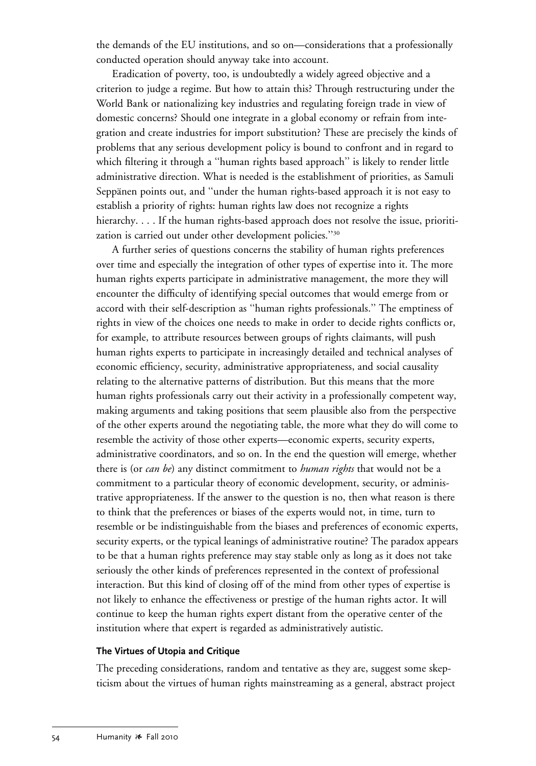the demands of the EU institutions, and so on—considerations that a professionally conducted operation should anyway take into account.

Eradication of poverty, too, is undoubtedly a widely agreed objective and a criterion to judge a regime. But how to attain this? Through restructuring under the World Bank or nationalizing key industries and regulating foreign trade in view of domestic concerns? Should one integrate in a global economy or refrain from integration and create industries for import substitution? These are precisely the kinds of problems that any serious development policy is bound to confront and in regard to which filtering it through a "human rights based approach" is likely to render little administrative direction. What is needed is the establishment of priorities, as Samuli Seppänen points out, and "under the human rights-based approach it is not easy to establish a priority of rights: human rights law does not recognize a rights hierarchy. . . . If the human rights-based approach does not resolve the issue, prioritization is carried out under other development policies."[30]

A further series of questions concerns the stability of human rights preferences over time and especially the integration of other types of expertise into it. The more human rights experts participate in administrative management, the more they will encounter the difficulty of identifying special outcomes that would emerge from or accord with their self-description as "human rights professionals." The emptiness of rights in view of the choices one needs to make in order to decide rights conflicts or, for example, to attribute resources between groups of rights claimants, will push human rights experts to participate in increasingly detailed and technical analyses of economic efficiency, security, administrative appropriateness, and social causality relating to the alternative patterns of distribution. But this means that the more human rights professionals carry out their activity in a professionally competent way, making arguments and taking positions that seem plausible also from the perspective of the other experts around the negotiating table, the more what they do will come to resemble the activity of those other experts—economic experts, security experts, administrative coordinators, and so on. In the end the question will emerge, whether there is (or *can be*) any distinct commitment to *human rights* that would not be a commitment to a particular theory of economic development, security, or administrative appropriateness. If the answer to the question is no, then what reason is there to think that the preferences or biases of the experts would not, in time, turn to resemble or be indistinguishable from the biases and preferences of economic experts, security experts, or the typical leanings of administrative routine? The paradox appears to be that a human rights preference may stay stable only as long as it does not take seriously the other kinds of preferences represented in the context of professional interaction. But this kind of closing off of the mind from other types of expertise is not likely to enhance the effectiveness or prestige of the human rights actor. It will continue to keep the human rights expert distant from the operative center of the institution where that expert is regarded as administratively autistic.

#### The Virtues of Utopia and Critique

The preceding considerations, random and tentative as they are, suggest some skepticism about the virtues of human rights mainstreaming as a general, abstract project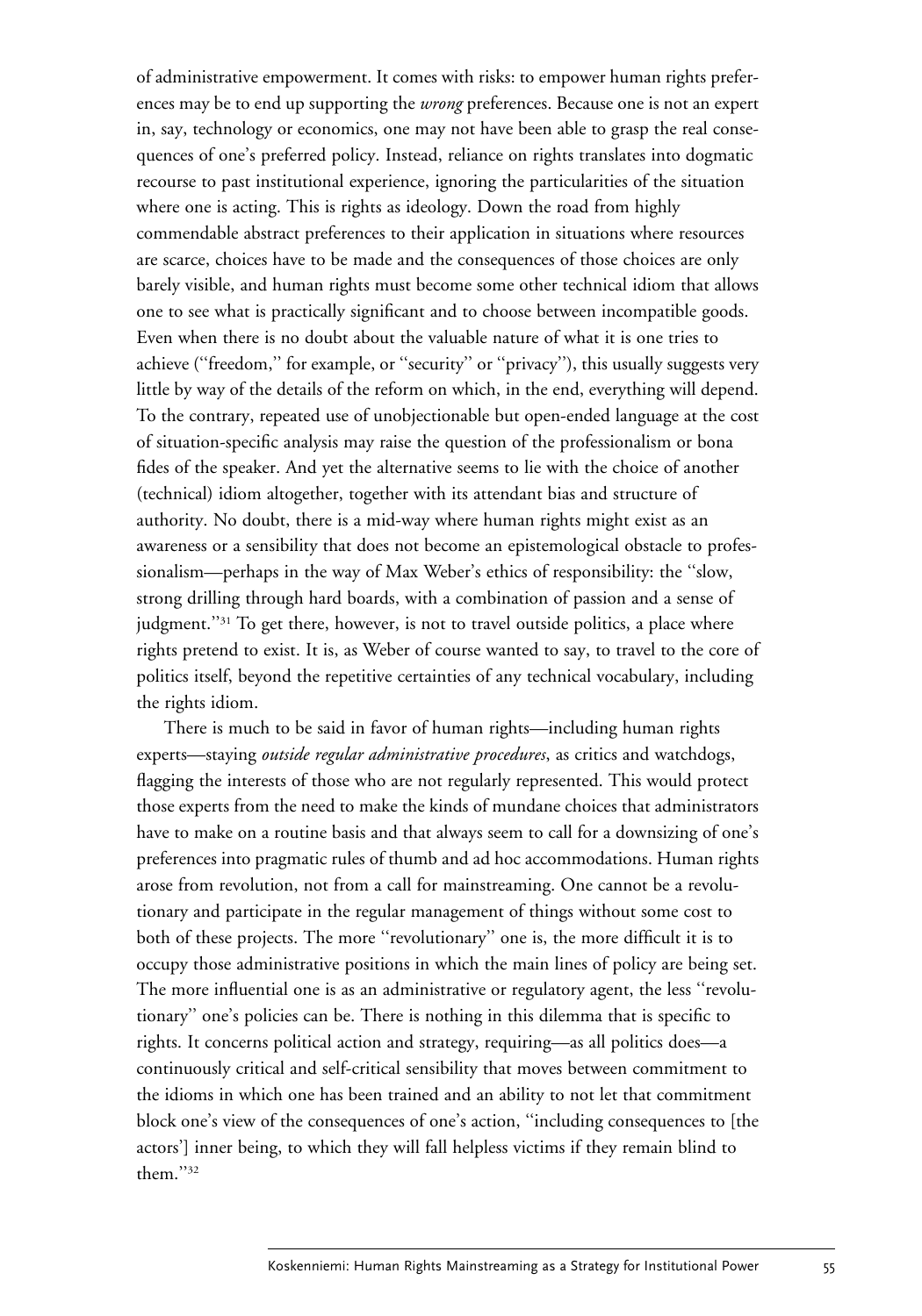of administrative empowerment. It comes with risks: to empower human rights preferences may be to end up supporting the *wrong* preferences. Because one is not an expert in, say, technology or economics, one may not have been able to grasp the real consequences of one's preferred policy. Instead, reliance on rights translates into dogmatic recourse to past institutional experience, ignoring the particularities of the situation where one is acting. This is rights as ideology. Down the road from highly commendable abstract preferences to their application in situations where resources are scarce, choices have to be made and the consequences of those choices are only barely visible, and human rights must become some other technical idiom that allows one to see what is practically significant and to choose between incompatible goods. Even when there is no doubt about the valuable nature of what it is one tries to achieve (''freedom,'' for example, or ''security'' or ''privacy''), this usually suggests very little by way of the details of the reform on which, in the end, everything will depend. To the contrary, repeated use of unobjectionable but open-ended language at the cost of situation-specific analysis may raise the question of the professionalism or bona fides of the speaker. And yet the alternative seems to lie with the choice of another (technical) idiom altogether, together with its attendant bias and structure of authority. No doubt, there is a mid-way where human rights might exist as an awareness or a sensibility that does not become an epistemological obstacle to professionalism—perhaps in the way of Max Weber's ethics of responsibility: the ''slow, strong drilling through hard boards, with a combination of passion and a sense of judgment.''[31] To get there, however, is not to travel outside politics, a place where rights pretend to exist. It is, as Weber of course wanted to say, to travel to the core of politics itself, beyond the repetitive certainties of any technical vocabulary, including the rights idiom.

There is much to be said in favor of human rights—including human rights experts—staying *outside regular administrative procedures*, as critics and watchdogs, flagging the interests of those who are not regularly represented. This would protect those experts from the need to make the kinds of mundane choices that administrators have to make on a routine basis and that always seem to call for a downsizing of one's preferences into pragmatic rules of thumb and ad hoc accommodations. Human rights arose from revolution, not from a call for mainstreaming. One cannot be a revolutionary and participate in the regular management of things without some cost to both of these projects. The more ''revolutionary'' one is, the more difficult it is to occupy those administrative positions in which the main lines of policy are being set. The more influential one is as an administrative or regulatory agent, the less ''revolutionary'' one's policies can be. There is nothing in this dilemma that is specific to rights. It concerns political action and strategy, requiring—as all politics does—a continuously critical and self-critical sensibility that moves between commitment to the idioms in which one has been trained and an ability to not let that commitment block one's view of the consequences of one's action, ''including consequences to [the actors'] inner being, to which they will fall helpless victims if they remain blind to them.''[32]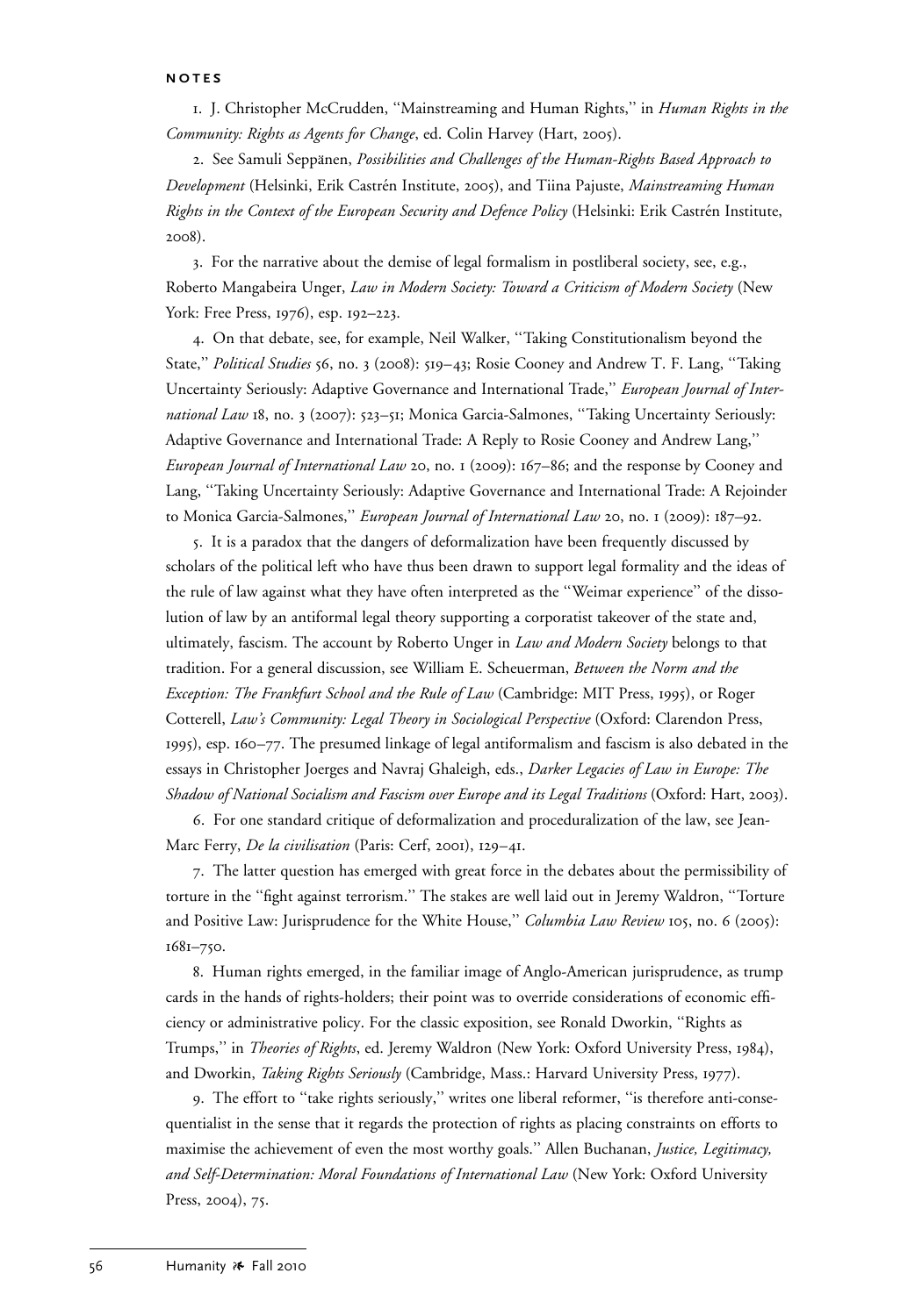**NOTES**

1. J. Christopher McCrudden, "Mainstreaming and Human Rights," in *Human Rights in the Community: Rights as Agents for Change*, ed. Colin Harvey (Hart, 2005).

2. See Samuli Seppänen, *Possibilities and Challenges of the Human-Rights Based Approach to Development* (Helsinki, Erik Castrén Institute, 2005), and Tiina Pajuste, *Mainstreaming Human Rights in the Context of the European Security and Defence Policy* (Helsinki: Erik Castrén Institute, 2008).

3. For the narrative about the demise of legal formalism in postliberal society, see, e.g., Roberto Mangabeira Unger, *Law in Modern Society: Toward a Criticism of Modern Society* (New York: Free Press, 1976), esp. 192–223.

4. On that debate, see, for example, Neil Walker, "Taking Constitutionalism beyond the State," *Political Studies* 56, no. 3 (2008): 519–43; Rosie Cooney and Andrew T. F. Lang, "Taking Uncertainty Seriously: Adaptive Governance and International Trade," *European Journal of International Law* 18, no. 3 (2007): 523–51; Monica Garcia-Salmones, "Taking Uncertainty Seriously: Adaptive Governance and International Trade: A Reply to Rosie Cooney and Andrew Lang," *European Journal of International Law* 20, no. 1 (2009): 167–86; and the response by Cooney and Lang, "Taking Uncertainty Seriously: Adaptive Governance and International Trade: A Rejoinder to Monica Garcia-Salmones," *European Journal of International Law* 20, no. 1 (2009): 187–92.

5. It is a paradox that the dangers of deformalization have been frequently discussed by scholars of the political left who have thus been drawn to support legal formality and the ideas of the rule of law against what they have often interpreted as the "Weimar experience" of the dissolution of law by an antiformal legal theory supporting a corporatist takeover of the state and, ultimately, fascism. The account by Roberto Unger in *Law and Modern Society* belongs to that tradition. For a general discussion, see William E. Scheuerman, *Between the Norm and the Exception: The Frankfurt School and the Rule of Law* (Cambridge: MIT Press, 1995), or Roger Cotterell, *Law's Community: Legal Theory in Sociological Perspective* (Oxford: Clarendon Press, 1995), esp. 160–77. The presumed linkage of legal antiformalism and fascism is also debated in the essays in Christopher Joerges and Navraj Ghaleigh, eds., *Darker Legacies of Law in Europe: The Shadow of National Socialism and Fascism over Europe and its Legal Traditions* (Oxford: Hart, 2003).

6. For one standard critique of deformalization and proceduralization of the law, see Jean-Marc Ferry, *De la civilisation* (Paris: Cerf, 2001), 129–41.

7. The latter question has emerged with great force in the debates about the permissibility of torture in the "fight against terrorism." The stakes are well laid out in Jeremy Waldron, "Torture and Positive Law: Jurisprudence for the White House," *Columbia Law Review* 105, no. 6 (2005): 1681–750.

8. Human rights emerged, in the familiar image of Anglo-American jurisprudence, as trump cards in the hands of rights-holders; their point was to override considerations of economic efficiency or administrative policy. For the classic exposition, see Ronald Dworkin, "Rights as Trumps," in *Theories of Rights*, ed. Jeremy Waldron (New York: Oxford University Press, 1984), and Dworkin, *Taking Rights Seriously* (Cambridge, Mass.: Harvard University Press, 1977).

9. The effort to "take rights seriously," writes one liberal reformer, "is therefore anti-consequentialist in the sense that it regards the protection of rights as placing constraints on efforts to maximise the achievement of even the most worthy goals." Allen Buchanan, *Justice, Legitimacy, and Self-Determination: Moral Foundations of International Law* (New York: Oxford University Press, 2004), 75.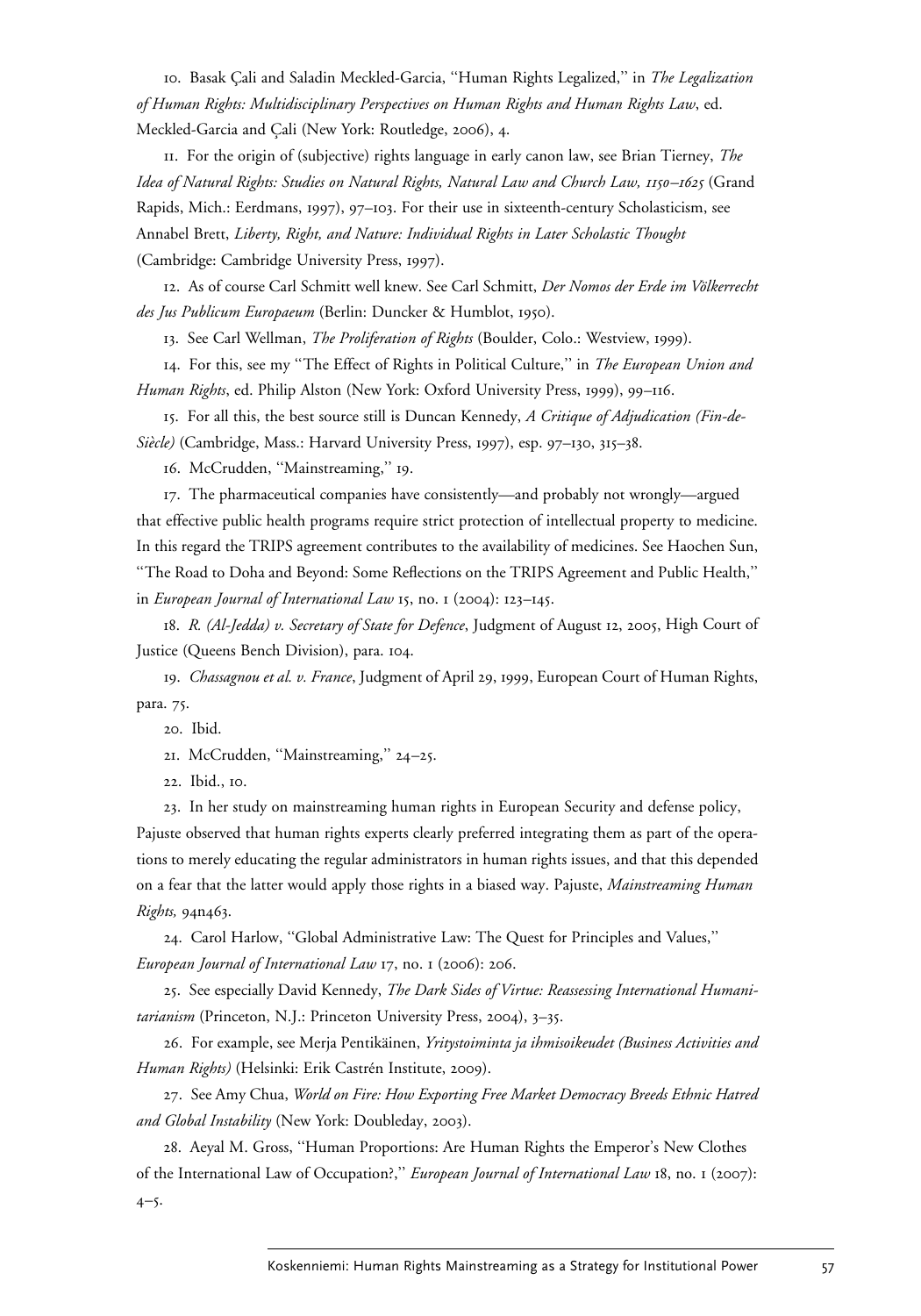10. Basak Çali and Saladin Meckled-Garcia, "Human Rights Legalized," in *The Legalization of Human Rights: Multidisciplinary Perspectives on Human Rights and Human Rights Law*, ed. Meckled-Garcia and Çali (New York: Routledge, 2006), 4.

11. For the origin of (subjective) rights language in early canon law, see Brian Tierney, *The Idea of Natural Rights: Studies on Natural Rights, Natural Law and Church Law, 1150–1625* (Grand Rapids, Mich.: Eerdmans, 1997), 97–103. For their use in sixteenth-century Scholasticism, see Annabel Brett, *Liberty, Right, and Nature: Individual Rights in Later Scholastic Thought* (Cambridge: Cambridge University Press, 1997).

12. As of course Carl Schmitt well knew. See Carl Schmitt, *Der Nomos der Erde im Völkerrecht des Jus Publicum Europaeum* (Berlin: Duncker & Humblot, 1950).

13. See Carl Wellman, *The Proliferation of Rights* (Boulder, Colo.: Westview, 1999).

14. For this, see my "The Effect of Rights in Political Culture," in *The European Union and Human Rights*, ed. Philip Alston (New York: Oxford University Press, 1999), 99–116.

15. For all this, the best source still is Duncan Kennedy, *A Critique of Adjudication (Fin-de-Siècle)* (Cambridge, Mass.: Harvard University Press, 1997), esp. 97–130, 315–38.

16. McCrudden, "Mainstreaming," 19.

17. The pharmaceutical companies have consistently—and probably not wrongly—argued that effective public health programs require strict protection of intellectual property to medicine. In this regard the TRIPS agreement contributes to the availability of medicines. See Haochen Sun, "The Road to Doha and Beyond: Some Reflections on the TRIPS Agreement and Public Health," in *European Journal of International Law* 15, no. 1 (2004): 123–145.

18. *R. (Al-Jedda) v. Secretary of State for Defence*, Judgment of August 12, 2005, High Court of Justice (Queens Bench Division), para. 104.

19. *Chassagnou et al. v. France*, Judgment of April 29, 1999, European Court of Human Rights, para. 75.

20. Ibid.

21. McCrudden, "Mainstreaming," 24–25.

22. Ibid., 10.

23. In her study on mainstreaming human rights in European Security and defense policy, Pajuste observed that human rights experts clearly preferred integrating them as part of the operations to merely educating the regular administrators in human rights issues, and that this depended on a fear that the latter would apply those rights in a biased way. Pajuste, *Mainstreaming Human Rights,* 94n463.

24. Carol Harlow, "Global Administrative Law: The Quest for Principles and Values," *European Journal of International Law* 17, no. 1 (2006): 206.

25. See especially David Kennedy, *The Dark Sides of Virtue: Reassessing International Humanitarianism* (Princeton, N.J.: Princeton University Press, 2004), 3–35.

26. For example, see Merja Pentikäinen, *Yritystoiminta ja ihmisoikeudet (Business Activities and Human Rights)* (Helsinki: Erik Castrén Institute, 2009).

27. See Amy Chua, *World on Fire: How Exporting Free Market Democracy Breeds Ethnic Hatred and Global Instability* (New York: Doubleday, 2003).

28. Aeyal M. Gross, "Human Proportions: Are Human Rights the Emperor's New Clothes of the International Law of Occupation?," *European Journal of International Law* 18, no. 1 (2007): 4–5.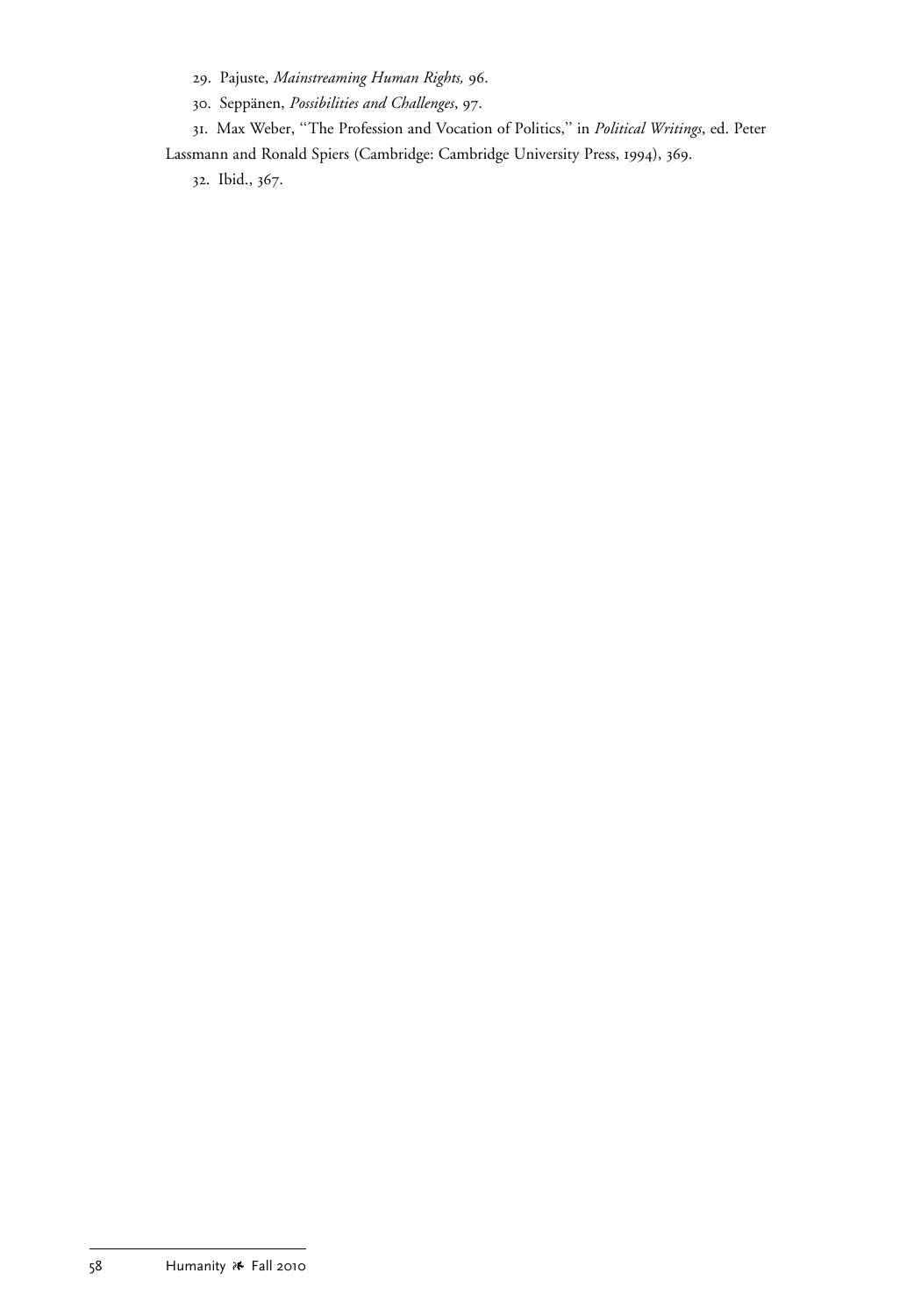29. Pajuste, *Mainstreaming Human Rights,* 96.

30. Seppänen, *Possibilities and Challenges*, 97.

31. Max Weber, ''The Profession and Vocation of Politics,'' in *Political Writings*, ed. Peter Lassmann and Ronald Spiers (Cambridge: Cambridge University Press, 1994), 369.

32. Ibid., 367.